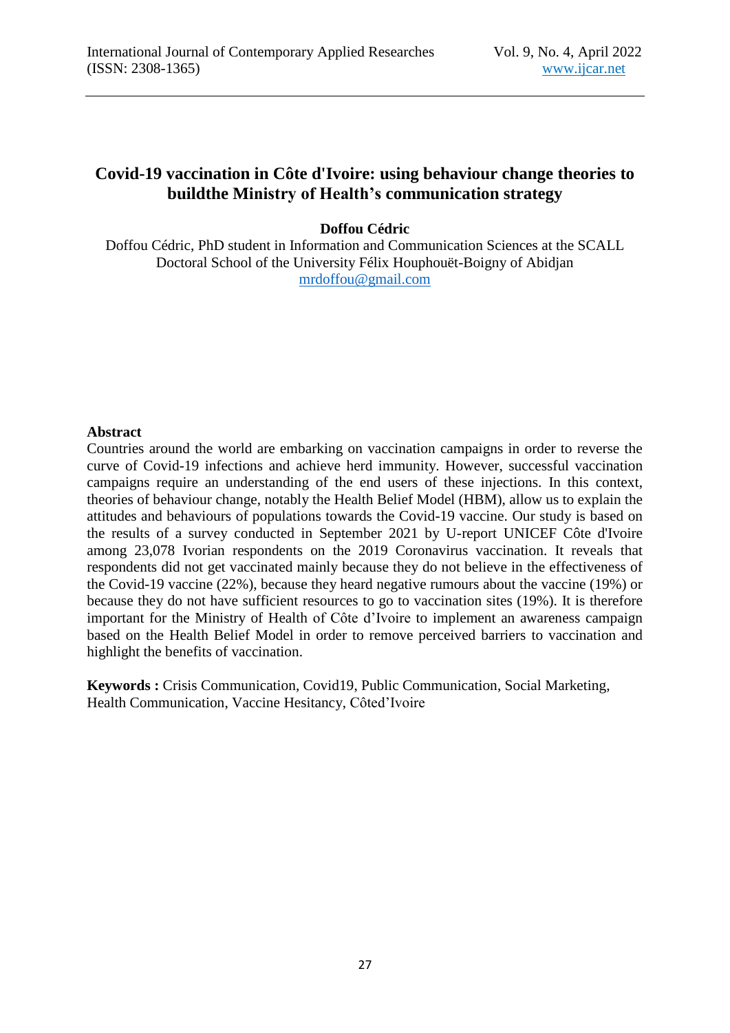# Covid-19 vaccination in Côte d'Ivoire: using behaviour change theories to buildthe Ministry of Health's communication strategy

**Doffou Cédric**

Doffou Cédric, PhD student in Information and Communication Sciences at the SCALL Doctoral School of the University Félix Houphouët-Boigny of Abidjan
mrdoffou@gmail.com

## Abstract

Countries around the world are embarking on vaccination campaigns in order to reverse the curve of Covid-19 infections and achieve herd immunity. However, successful vaccination campaigns require an understanding of the end users of these injections. In this context, theories of behaviour change, notably the Health Belief Model (HBM), allow us to explain the attitudes and behaviours of populations towards the Covid-19 vaccine. Our study is based on the results of a survey conducted in September 2021 by U-report UNICEF Côte d'Ivoire among 23,078 Ivorian respondents on the 2019 Coronavirus vaccination. It reveals that respondents did not get vaccinated mainly because they do not believe in the effectiveness of the Covid-19 vaccine (22%), because they heard negative rumours about the vaccine (19%) or because they do not have sufficient resources to go to vaccination sites (19%). It is therefore important for the Ministry of Health of Côte d'Ivoire to implement an awareness campaign based on the Health Belief Model in order to remove perceived barriers to vaccination and highlight the benefits of vaccination.

**Keywords :** Crisis Communication, Covid19, Public Communication, Social Marketing, Health Communication, Vaccine Hesitancy, Côted'Ivoire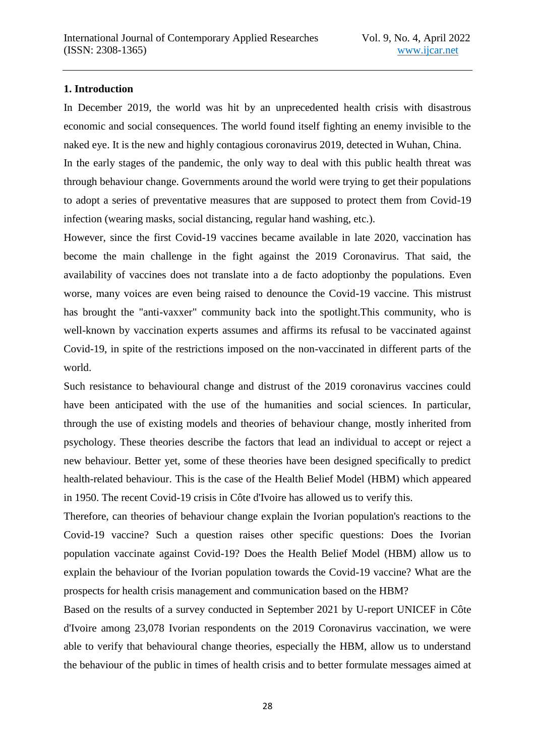## 1. Introduction

In December 2019, the world was hit by an unprecedented health crisis with disastrous economic and social consequences. The world found itself fighting an enemy invisible to the naked eye. It is the new and highly contagious coronavirus 2019, detected in Wuhan, China.

In the early stages of the pandemic, the only way to deal with this public health threat was through behaviour change. Governments around the world were trying to get their populations to adopt a series of preventative measures that are supposed to protect them from Covid-19 infection (wearing masks, social distancing, regular hand washing, etc.).

However, since the first Covid-19 vaccines became available in late 2020, vaccination has become the main challenge in the fight against the 2019 Coronavirus. That said, the availability of vaccines does not translate into a de facto adoptionby the populations. Even worse, many voices are even being raised to denounce the Covid-19 vaccine. This mistrust has brought the "anti-vaxxer" community back into the spotlight.This community, who is well-known by vaccination experts assumes and affirms its refusal to be vaccinated against Covid-19, in spite of the restrictions imposed on the non-vaccinated in different parts of the world.

Such resistance to behavioural change and distrust of the 2019 coronavirus vaccines could have been anticipated with the use of the humanities and social sciences. In particular, through the use of existing models and theories of behaviour change, mostly inherited from psychology. These theories describe the factors that lead an individual to accept or reject a new behaviour. Better yet, some of these theories have been designed specifically to predict health-related behaviour. This is the case of the Health Belief Model (HBM) which appeared in 1950. The recent Covid-19 crisis in Côte d'Ivoire has allowed us to verify this.

Therefore, can theories of behaviour change explain the Ivorian population's reactions to the Covid-19 vaccine? Such a question raises other specific questions: Does the Ivorian population vaccinate against Covid-19? Does the Health Belief Model (HBM) allow us to explain the behaviour of the Ivorian population towards the Covid-19 vaccine? What are the prospects for health crisis management and communication based on the HBM?

Based on the results of a survey conducted in September 2021 by U-report UNICEF in Côte d'Ivoire among 23,078 Ivorian respondents on the 2019 Coronavirus vaccination, we were able to verify that behavioural change theories, especially the HBM, allow us to understand the behaviour of the public in times of health crisis and to better formulate messages aimed at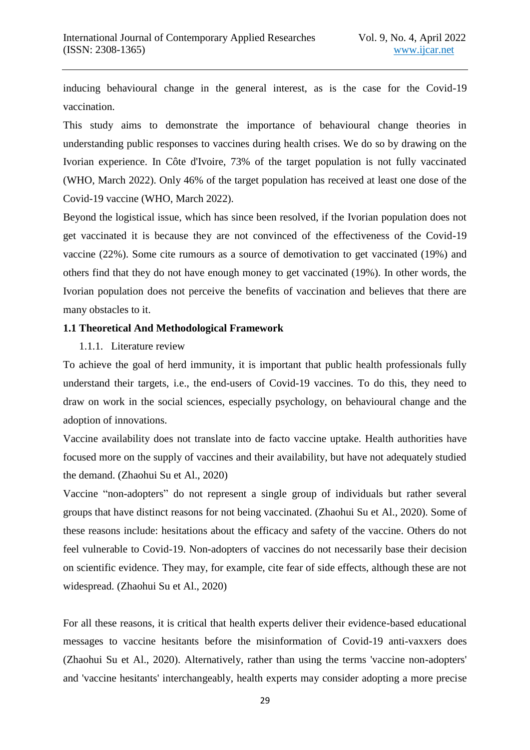inducing behavioural change in the general interest, as is the case for the Covid-19 vaccination.

This study aims to demonstrate the importance of behavioural change theories in understanding public responses to vaccines during health crises. We do so by drawing on the Ivorian experience. In Côte d'Ivoire, 73% of the target population is not fully vaccinated (WHO, March 2022). Only 46% of the target population has received at least one dose of the Covid-19 vaccine (WHO, March 2022).

Beyond the logistical issue, which has since been resolved, if the Ivorian population does not get vaccinated it is because they are not convinced of the effectiveness of the Covid-19 vaccine (22%). Some cite rumours as a source of demotivation to get vaccinated (19%) and others find that they do not have enough money to get vaccinated (19%). In other words, the Ivorian population does not perceive the benefits of vaccination and believes that there are many obstacles to it.

**1.1 Theoretical And Methodological Framework**

1.1.1. Literature review

To achieve the goal of herd immunity, it is important that public health professionals fully understand their targets, i.e., the end-users of Covid-19 vaccines. To do this, they need to draw on work in the social sciences, especially psychology, on behavioural change and the adoption of innovations.

Vaccine availability does not translate into de facto vaccine uptake. Health authorities have focused more on the supply of vaccines and their availability, but have not adequately studied the demand. (Zhaohui Su et Al., 2020)

Vaccine "non-adopters" do not represent a single group of individuals but rather several groups that have distinct reasons for not being vaccinated. (Zhaohui Su et Al., 2020). Some of these reasons include: hesitations about the efficacy and safety of the vaccine. Others do not feel vulnerable to Covid-19. Non-adopters of vaccines do not necessarily base their decision on scientific evidence. They may, for example, cite fear of side effects, although these are not widespread. (Zhaohui Su et Al., 2020)

For all these reasons, it is critical that health experts deliver their evidence-based educational messages to vaccine hesitants before the misinformation of Covid-19 anti-vaxxers does (Zhaohui Su et Al., 2020). Alternatively, rather than using the terms 'vaccine non-adopters' and 'vaccine hesitants' interchangeably, health experts may consider adopting a more precise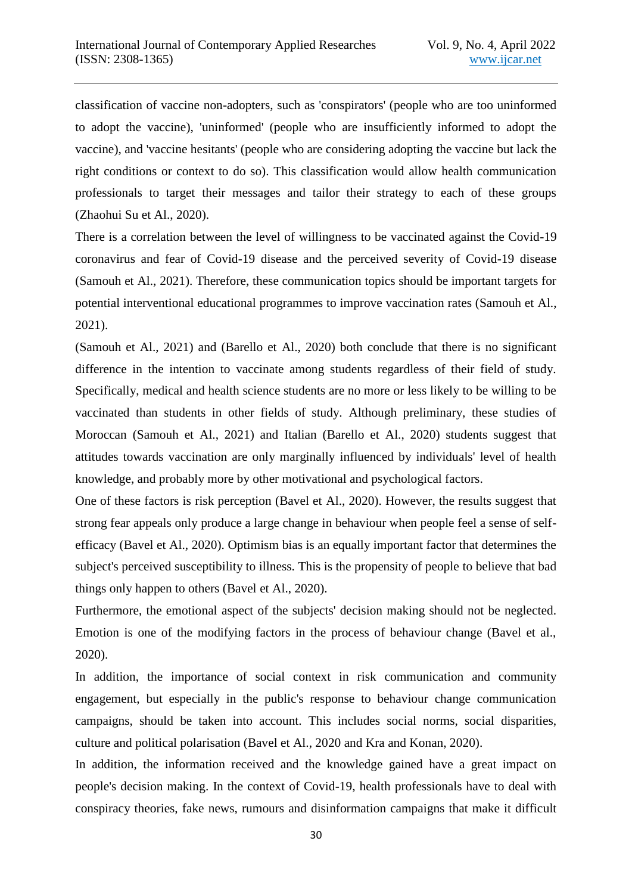classification of vaccine non-adopters, such as 'conspirators' (people who are too uninformed to adopt the vaccine), 'uninformed' (people who are insufficiently informed to adopt the vaccine), and 'vaccine hesitants' (people who are considering adopting the vaccine but lack the right conditions or context to do so). This classification would allow health communication professionals to target their messages and tailor their strategy to each of these groups (Zhaohui Su et Al., 2020).

There is a correlation between the level of willingness to be vaccinated against the Covid-19 coronavirus and fear of Covid-19 disease and the perceived severity of Covid-19 disease (Samouh et Al., 2021). Therefore, these communication topics should be important targets for potential interventional educational programmes to improve vaccination rates (Samouh et Al., 2021).

(Samouh et Al., 2021) and (Barello et Al., 2020) both conclude that there is no significant difference in the intention to vaccinate among students regardless of their field of study. Specifically, medical and health science students are no more or less likely to be willing to be vaccinated than students in other fields of study. Although preliminary, these studies of Moroccan (Samouh et Al., 2021) and Italian (Barello et Al., 2020) students suggest that attitudes towards vaccination are only marginally influenced by individuals' level of health knowledge, and probably more by other motivational and psychological factors.

One of these factors is risk perception (Bavel et Al., 2020). However, the results suggest that strong fear appeals only produce a large change in behaviour when people feel a sense of self-efficacy (Bavel et Al., 2020). Optimism bias is an equally important factor that determines the subject's perceived susceptibility to illness. This is the propensity of people to believe that bad things only happen to others (Bavel et Al., 2020).

Furthermore, the emotional aspect of the subjects' decision making should not be neglected. Emotion is one of the modifying factors in the process of behaviour change (Bavel et al., 2020).

In addition, the importance of social context in risk communication and community engagement, but especially in the public's response to behaviour change communication campaigns, should be taken into account. This includes social norms, social disparities, culture and political polarisation (Bavel et Al., 2020 and Kra and Konan, 2020).

In addition, the information received and the knowledge gained have a great impact on people's decision making. In the context of Covid-19, health professionals have to deal with conspiracy theories, fake news, rumours and disinformation campaigns that make it difficult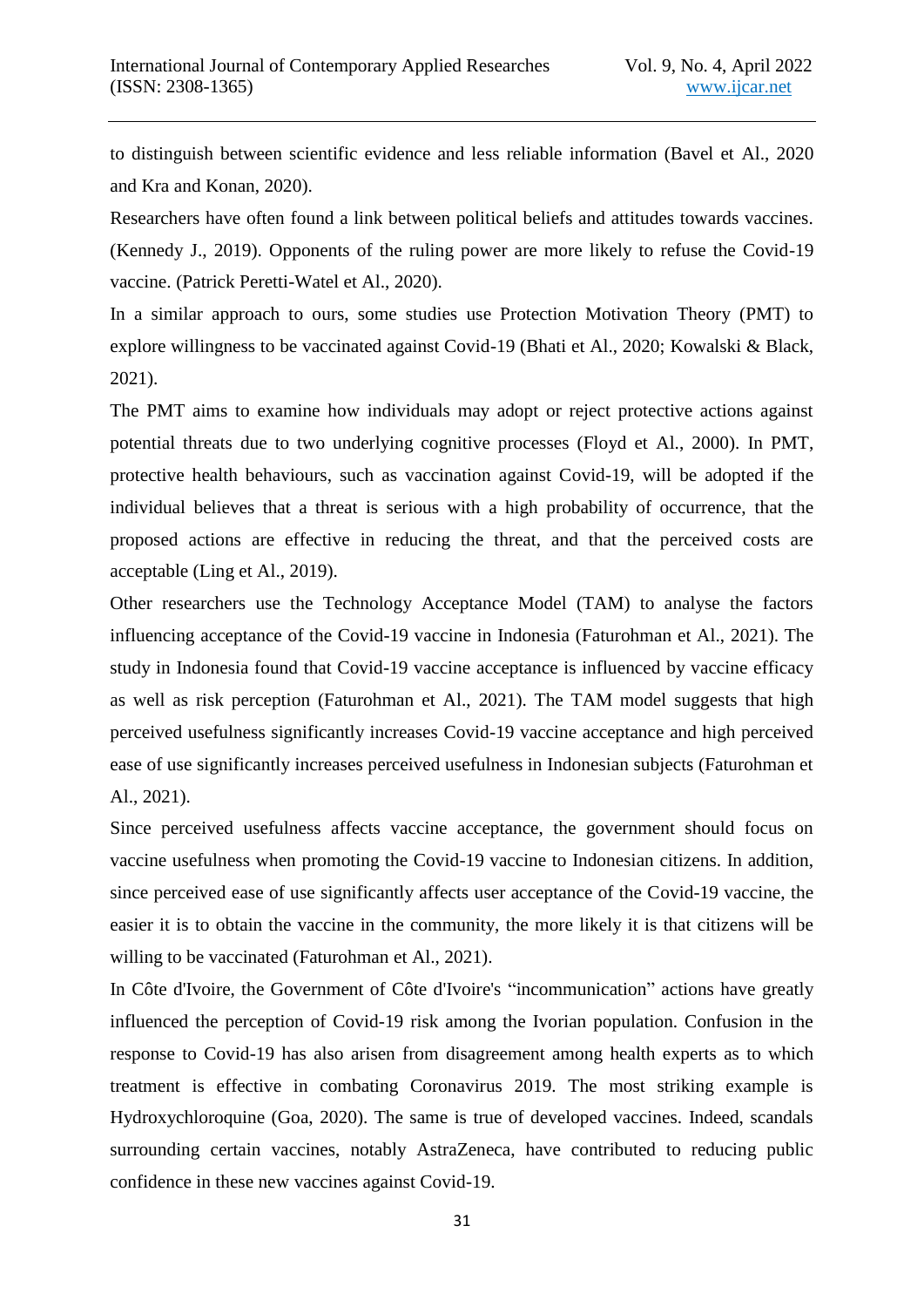to distinguish between scientific evidence and less reliable information (Bavel et Al., 2020 and Kra and Konan, 2020).

Researchers have often found a link between political beliefs and attitudes towards vaccines. (Kennedy J., 2019). Opponents of the ruling power are more likely to refuse the Covid-19 vaccine. (Patrick Peretti-Watel et Al., 2020).

In a similar approach to ours, some studies use Protection Motivation Theory (PMT) to explore willingness to be vaccinated against Covid-19 (Bhati et Al., 2020; Kowalski & Black, 2021).

The PMT aims to examine how individuals may adopt or reject protective actions against potential threats due to two underlying cognitive processes (Floyd et Al., 2000). In PMT, protective health behaviours, such as vaccination against Covid-19, will be adopted if the individual believes that a threat is serious with a high probability of occurrence, that the proposed actions are effective in reducing the threat, and that the perceived costs are acceptable (Ling et Al., 2019).

Other researchers use the Technology Acceptance Model (TAM) to analyse the factors influencing acceptance of the Covid-19 vaccine in Indonesia (Faturohman et Al., 2021). The study in Indonesia found that Covid-19 vaccine acceptance is influenced by vaccine efficacy as well as risk perception (Faturohman et Al., 2021). The TAM model suggests that high perceived usefulness significantly increases Covid-19 vaccine acceptance and high perceived ease of use significantly increases perceived usefulness in Indonesian subjects (Faturohman et Al., 2021).

Since perceived usefulness affects vaccine acceptance, the government should focus on vaccine usefulness when promoting the Covid-19 vaccine to Indonesian citizens. In addition, since perceived ease of use significantly affects user acceptance of the Covid-19 vaccine, the easier it is to obtain the vaccine in the community, the more likely it is that citizens will be willing to be vaccinated (Faturohman et Al., 2021).

In Côte d'Ivoire, the Government of Côte d'Ivoire's "incommunication" actions have greatly influenced the perception of Covid-19 risk among the Ivorian population. Confusion in the response to Covid-19 has also arisen from disagreement among health experts as to which treatment is effective in combating Coronavirus 2019. The most striking example is Hydroxychloroquine (Goa, 2020). The same is true of developed vaccines. Indeed, scandals surrounding certain vaccines, notably AstraZeneca, have contributed to reducing public confidence in these new vaccines against Covid-19.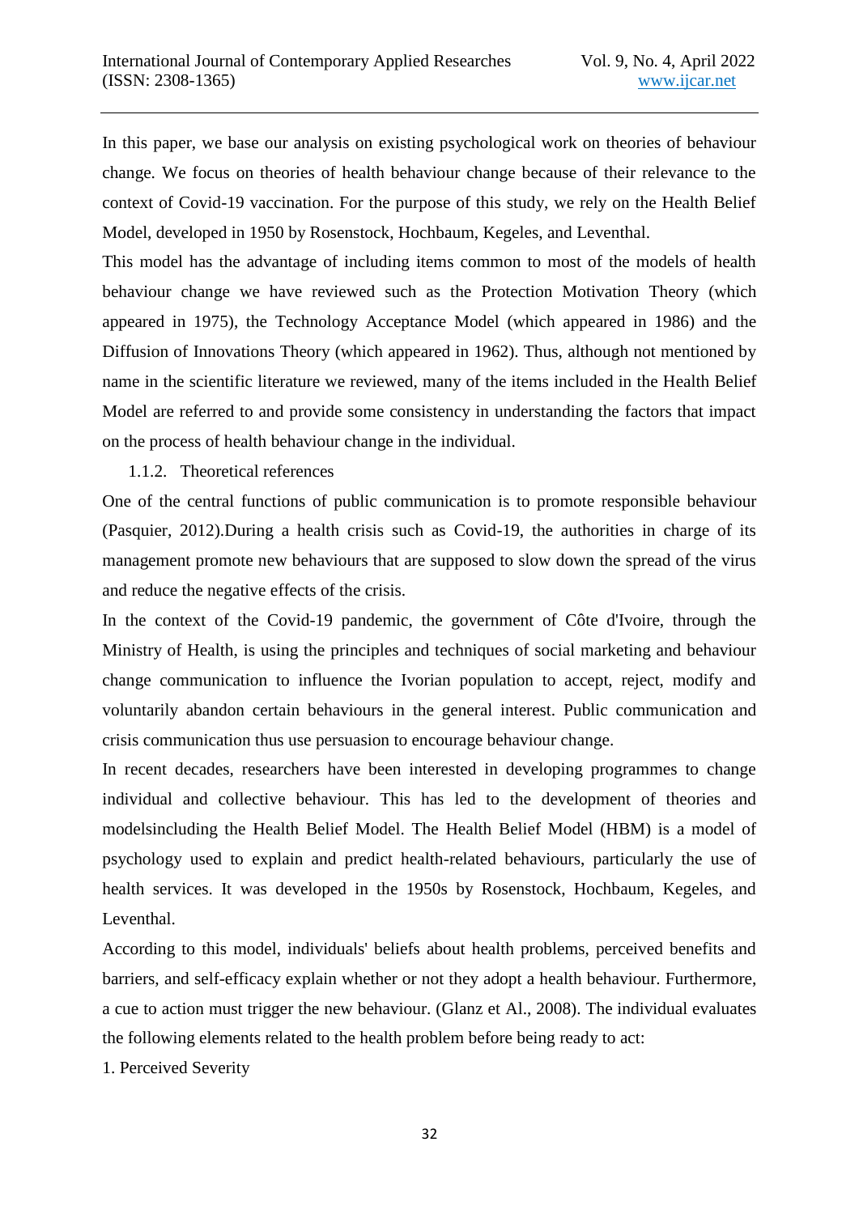In this paper, we base our analysis on existing psychological work on theories of behaviour change. We focus on theories of health behaviour change because of their relevance to the context of Covid-19 vaccination. For the purpose of this study, we rely on the Health Belief Model, developed in 1950 by Rosenstock, Hochbaum, Kegeles, and Leventhal.

This model has the advantage of including items common to most of the models of health behaviour change we have reviewed such as the Protection Motivation Theory (which appeared in 1975), the Technology Acceptance Model (which appeared in 1986) and the Diffusion of Innovations Theory (which appeared in 1962). Thus, although not mentioned by name in the scientific literature we reviewed, many of the items included in the Health Belief Model are referred to and provide some consistency in understanding the factors that impact on the process of health behaviour change in the individual.

### 1.1.2. Theoretical references

One of the central functions of public communication is to promote responsible behaviour (Pasquier, 2012).During a health crisis such as Covid-19, the authorities in charge of its management promote new behaviours that are supposed to slow down the spread of the virus and reduce the negative effects of the crisis.

In the context of the Covid-19 pandemic, the government of Côte d'Ivoire, through the Ministry of Health, is using the principles and techniques of social marketing and behaviour change communication to influence the Ivorian population to accept, reject, modify and voluntarily abandon certain behaviours in the general interest. Public communication and crisis communication thus use persuasion to encourage behaviour change.

In recent decades, researchers have been interested in developing programmes to change individual and collective behaviour. This has led to the development of theories and modelsincluding the Health Belief Model. The Health Belief Model (HBM) is a model of psychology used to explain and predict health-related behaviours, particularly the use of health services. It was developed in the 1950s by Rosenstock, Hochbaum, Kegeles, and Leventhal.

According to this model, individuals' beliefs about health problems, perceived benefits and barriers, and self-efficacy explain whether or not they adopt a health behaviour. Furthermore, a cue to action must trigger the new behaviour. (Glanz et Al., 2008). The individual evaluates the following elements related to the health problem before being ready to act:

1. Perceived Severity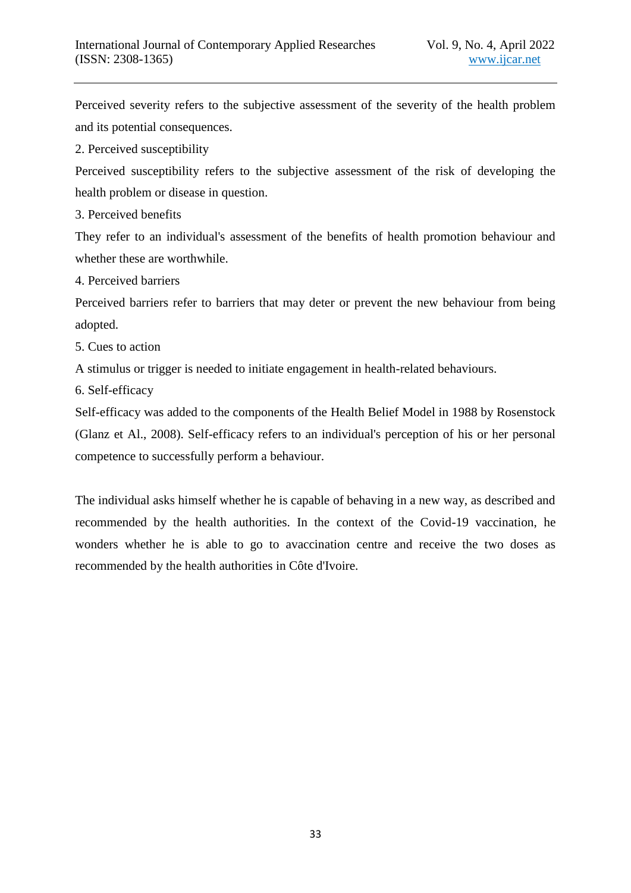Perceived severity refers to the subjective assessment of the severity of the health problem and its potential consequences.

2. Perceived susceptibility

Perceived susceptibility refers to the subjective assessment of the risk of developing the health problem or disease in question.

3. Perceived benefits

They refer to an individual's assessment of the benefits of health promotion behaviour and whether these are worthwhile.

4. Perceived barriers

Perceived barriers refer to barriers that may deter or prevent the new behaviour from being adopted.

5. Cues to action

A stimulus or trigger is needed to initiate engagement in health-related behaviours.

6. Self-efficacy

Self-efficacy was added to the components of the Health Belief Model in 1988 by Rosenstock (Glanz et Al., 2008). Self-efficacy refers to an individual's perception of his or her personal competence to successfully perform a behaviour.

The individual asks himself whether he is capable of behaving in a new way, as described and recommended by the health authorities. In the context of the Covid-19 vaccination, he wonders whether he is able to go to avaccination centre and receive the two doses as recommended by the health authorities in Côte d'Ivoire.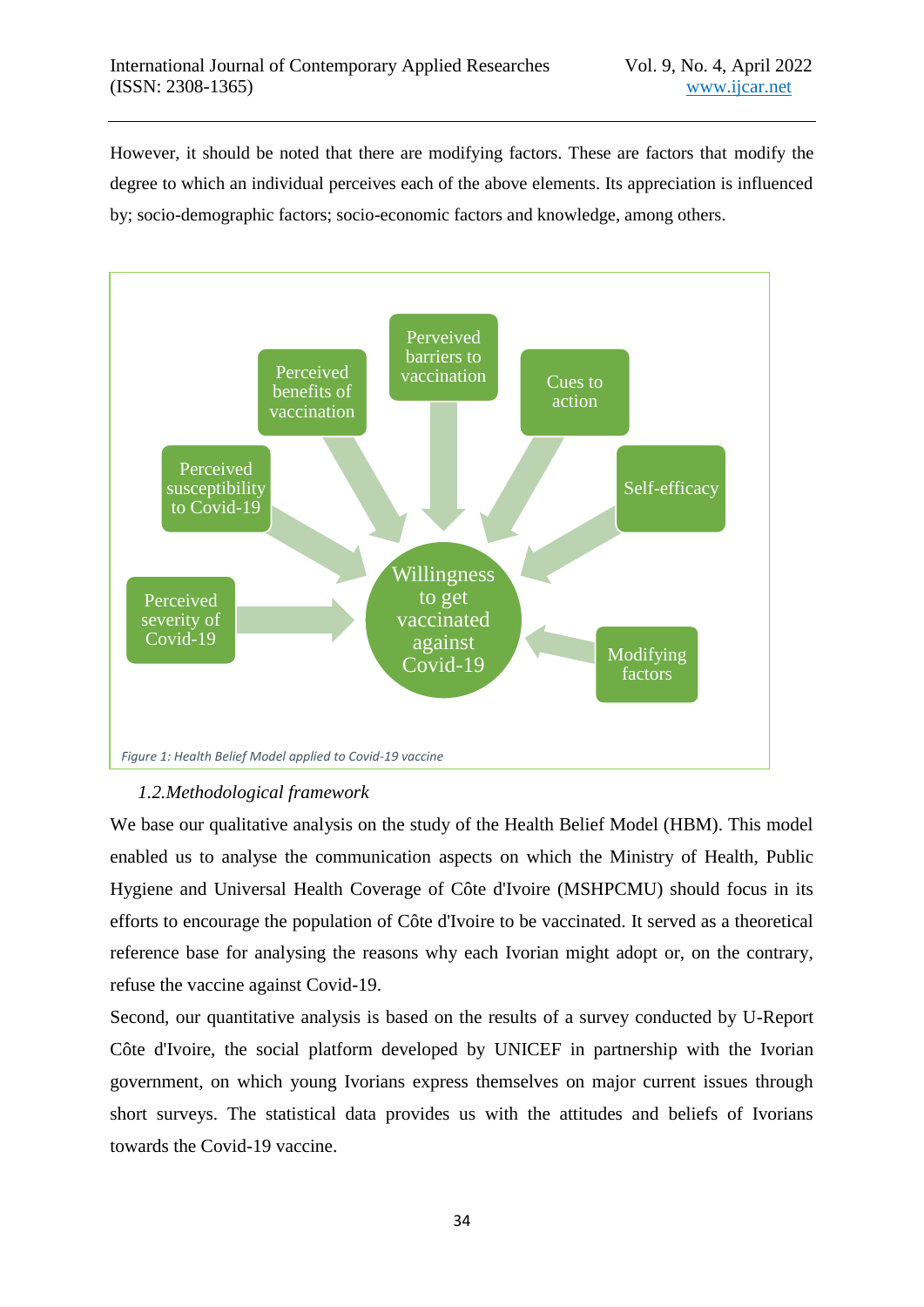However, it should be noted that there are modifying factors. These are factors that modify the degree to which an individual perceives each of the above elements. Its appreciation is influenced by; socio-demographic factors; socio-economic factors and knowledge, among others.

*Figure 1: Health Belief Model applied to Covid-19 vaccine*

### *1.2.Methodological framework*

We base our qualitative analysis on the study of the Health Belief Model (HBM). This model enabled us to analyse the communication aspects on which the Ministry of Health, Public Hygiene and Universal Health Coverage of Côte d'Ivoire (MSHPCMU) should focus in its efforts to encourage the population of Côte d'Ivoire to be vaccinated. It served as a theoretical reference base for analysing the reasons why each Ivorian might adopt or, on the contrary, refuse the vaccine against Covid-19.

Second, our quantitative analysis is based on the results of a survey conducted by U-Report Côte d'Ivoire, the social platform developed by UNICEF in partnership with the Ivorian government, on which young Ivorians express themselves on major current issues through short surveys. The statistical data provides us with the attitudes and beliefs of Ivorians towards the Covid-19 vaccine.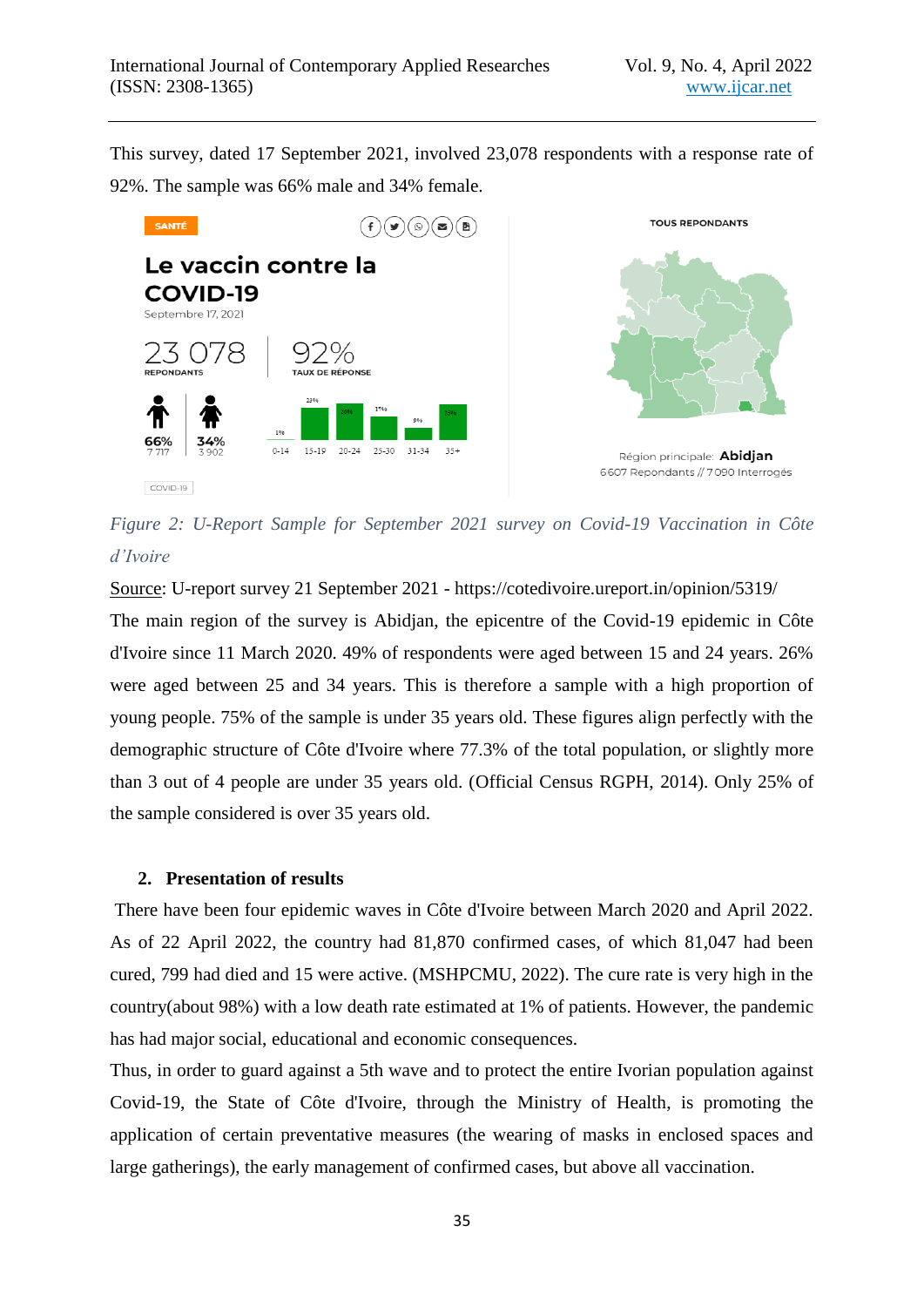This survey, dated 17 September 2021, involved 23,078 respondents with a response rate of 92%. The sample was 66% male and 34% female.

*Figure 2: U-Report Sample for September 2021 survey on Covid-19 Vaccination in Côte d'Ivoire*

Source: U-report survey 21 September 2021 - https://cotedivoire.ureport.in/opinion/5319/

The main region of the survey is Abidjan, the epicentre of the Covid-19 epidemic in Côte d'Ivoire since 11 March 2020. 49% of respondents were aged between 15 and 24 years. 26% were aged between 25 and 34 years. This is therefore a sample with a high proportion of young people. 75% of the sample is under 35 years old. These figures align perfectly with the demographic structure of Côte d'Ivoire where 77.3% of the total population, or slightly more than 3 out of 4 people are under 35 years old. (Official Census RGPH, 2014). Only 25% of the sample considered is over 35 years old.

## 2. Presentation of results

There have been four epidemic waves in Côte d'Ivoire between March 2020 and April 2022. As of 22 April 2022, the country had 81,870 confirmed cases, of which 81,047 had been cured, 799 had died and 15 were active. (MSHPCMU, 2022). The cure rate is very high in the country(about 98%) with a low death rate estimated at 1% of patients. However, the pandemic has had major social, educational and economic consequences.

Thus, in order to guard against a 5th wave and to protect the entire Ivorian population against Covid-19, the State of Côte d'Ivoire, through the Ministry of Health, is promoting the application of certain preventative measures (the wearing of masks in enclosed spaces and large gatherings), the early management of confirmed cases, but above all vaccination.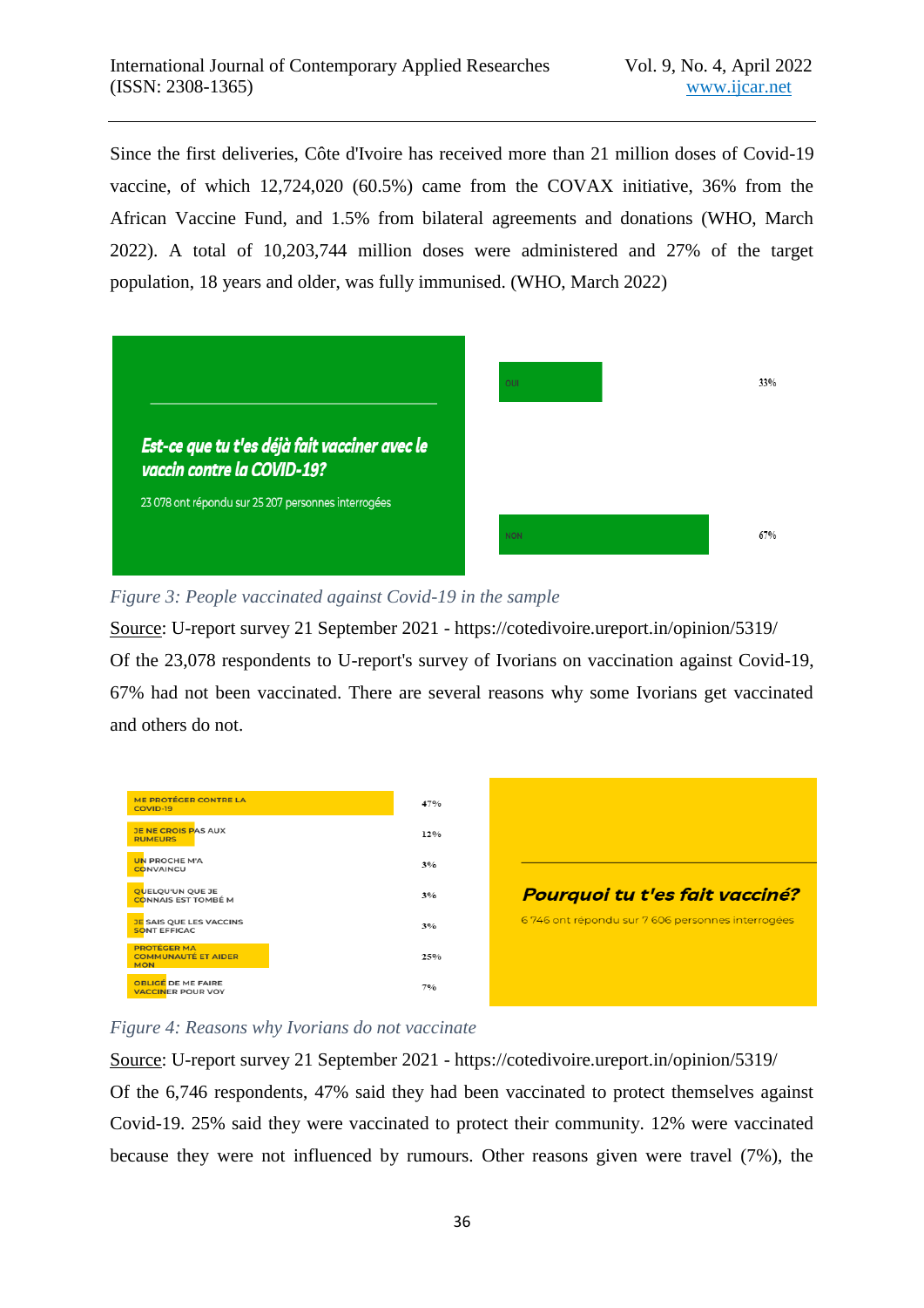Since the first deliveries, Côte d'Ivoire has received more than 21 million doses of Covid-19 vaccine, of which 12,724,020 (60.5%) came from the COVAX initiative, 36% from the African Vaccine Fund, and 1.5% from bilateral agreements and donations (WHO, March 2022). A total of 10,203,744 million doses were administered and 27% of the target population, 18 years and older, was fully immunised. (WHO, March 2022)

*Figure 3: People vaccinated against Covid-19 in the sample*

Source: U-report survey 21 September 2021 - https://cotedivoire.ureport.in/opinion/5319/

Of the 23,078 respondents to U-report's survey of Ivorians on vaccination against Covid-19, 67% had not been vaccinated. There are several reasons why some Ivorians get vaccinated and others do not.

*Figure 4: Reasons why Ivorians do not vaccinate*

Source: U-report survey 21 September 2021 - https://cotedivoire.ureport.in/opinion/5319/

Of the 6,746 respondents, 47% said they had been vaccinated to protect themselves against Covid-19. 25% said they were vaccinated to protect their community. 12% were vaccinated because they were not influenced by rumours. Other reasons given were travel (7%), the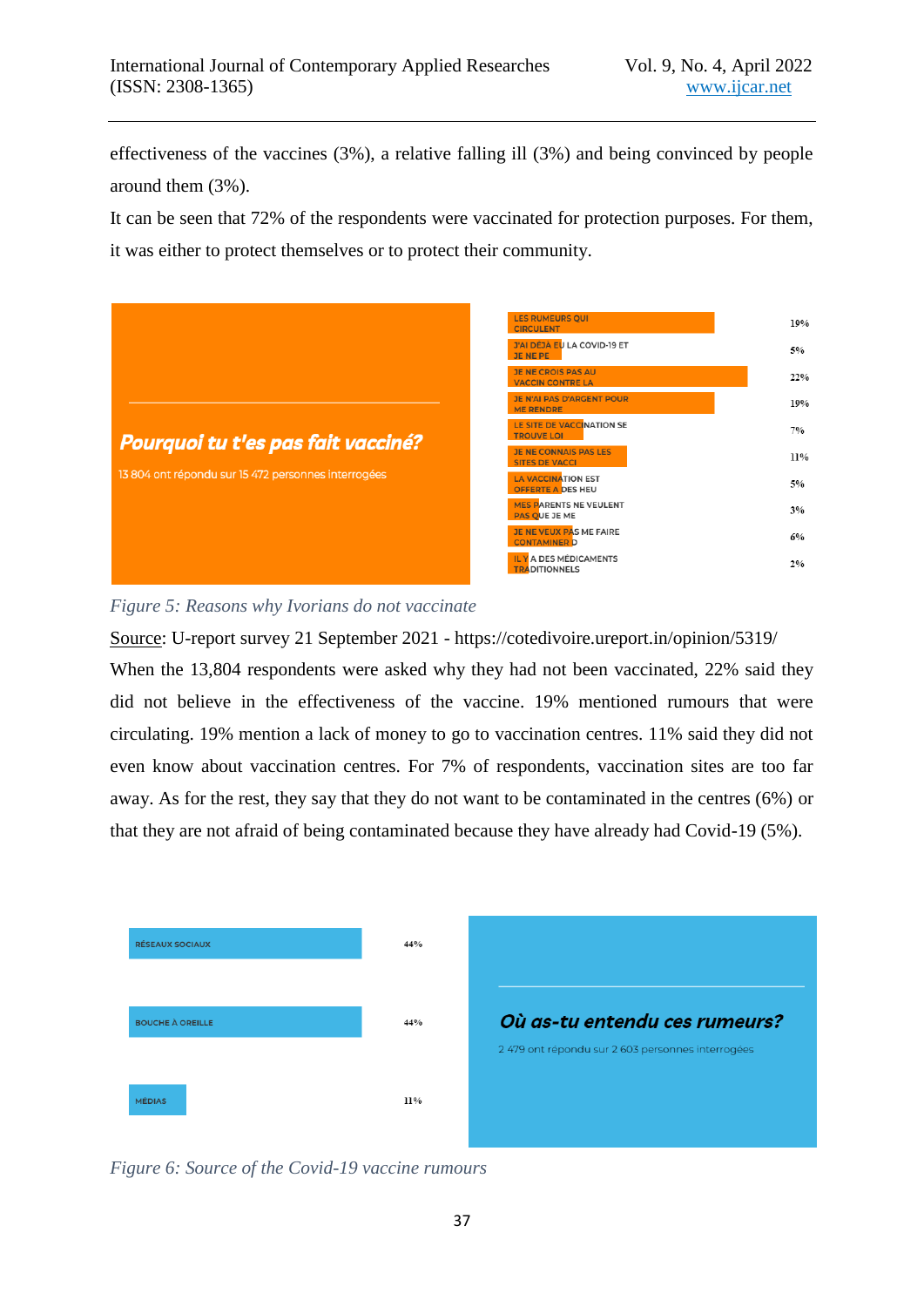effectiveness of the vaccines (3%), a relative falling ill (3%) and being convinced by people around them (3%).

It can be seen that 72% of the respondents were vaccinated for protection purposes. For them, it was either to protect themselves or to protect their community.

**Pourquoi tu t'es pas fait vacciné?**

13 804 ont répondu sur 15 472 personnes interrogées

| Réponse | % |
|---|---|
| LES RUMEURS QUI CIRCULENT | 19% |
| J'AI DÉJÀ EU LA COVID-19 ET JE NE PE | 5% |
| JE NE CROIS PAS AU VACCIN CONTRE LA | 22% |
| JE N'AI PAS D'ARGENT POUR ME RENDRE | 19% |
| LE SITE DE VACCINATION SE TROUVE LOI | 7% |
| JE NE CONNAIS PAS LES SITES DE VACCI | 11% |
| LA VACCINATION EST OFFERTE À DES HEU | 5% |
| MES PARENTS NE VEULENT PAS QUE JE ME | 3% |
| JE NE VEUX PAS ME FAIRE CONTAMINER D | 6% |
| IL Y A DES MÉDICAMENTS TRADITIONNELS | 2% |

*Figure 5: Reasons why Ivorians do not vaccinate*

Source: U-report survey 21 September 2021 - https://cotedivoire.ureport.in/opinion/5319/

When the 13,804 respondents were asked why they had not been vaccinated, 22% said they did not believe in the effectiveness of the vaccine. 19% mentioned rumours that were circulating. 19% mention a lack of money to go to vaccination centres. 11% said they did not even know about vaccination centres. For 7% of respondents, vaccination sites are too far away. As for the rest, they say that they do not want to be contaminated in the centres (6%) or that they are not afraid of being contaminated because they have already had Covid-19 (5%).

**Où as-tu entendu ces rumeurs?**

2 479 ont répondu sur 2 603 personnes interrogées

| Réponse | % |
|---|---|
| RÉSEAUX SOCIAUX | 44% |
| BOUCHE À OREILLE | 44% |
| MÉDIAS | 11% |

*Figure 6: Source of the Covid-19 vaccine rumours*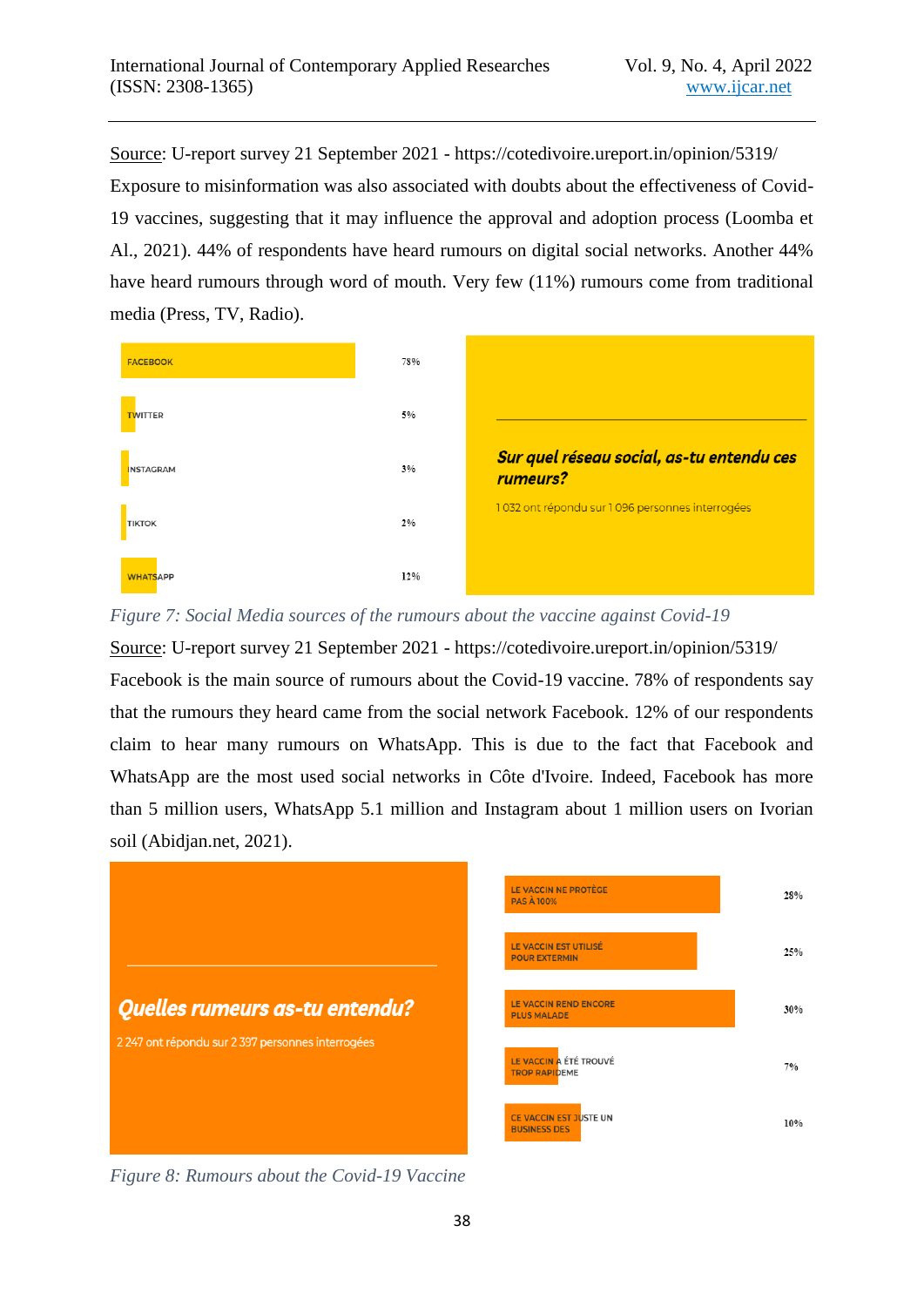Source: U-report survey 21 September 2021 - https://cotedivoire.ureport.in/opinion/5319/

Exposure to misinformation was also associated with doubts about the effectiveness of Covid-19 vaccines, suggesting that it may influence the approval and adoption process (Loomba et Al., 2021). 44% of respondents have heard rumours on digital social networks. Another 44% have heard rumours through word of mouth. Very few (11%) rumours come from traditional media (Press, TV, Radio).

| | |
|---|---|
| FACEBOOK | 78% |
| TWITTER | 5% |
| INSTAGRAM | 3% |
| TIKTOK | 2% |
| WHATSAPP | 12% |

***Sur quel réseau social, as-tu entendu ces rumeurs?***

1 032 ont répondu sur 1 096 personnes interrogées

*Figure 7: Social Media sources of the rumours about the vaccine against Covid-19*

Source: U-report survey 21 September 2021 - https://cotedivoire.ureport.in/opinion/5319/

Facebook is the main source of rumours about the Covid-19 vaccine. 78% of respondents say that the rumours they heard came from the social network Facebook. 12% of our respondents claim to hear many rumours on WhatsApp. This is due to the fact that Facebook and WhatsApp are the most used social networks in Côte d'Ivoire. Indeed, Facebook has more than 5 million users, WhatsApp 5.1 million and Instagram about 1 million users on Ivorian soil (Abidjan.net, 2021).

***Quelles rumeurs as-tu entendu?***

2 247 ont répondu sur 2 397 personnes interrogées

| | |
|---|---|
| LE VACCIN NE PROTÈGE PAS À 100% | 28% |
| LE VACCIN EST UTILISÉ POUR EXTERMIN | 25% |
| LE VACCIN REND ENCORE PLUS MALADE | 30% |
| LE VACCIN A ÉTÉ TROUVÉ TROP RAPIDEME | 7% |
| CE VACCIN EST JUSTE UN BUSINESS DES | 10% |

*Figure 8: Rumours about the Covid-19 Vaccine*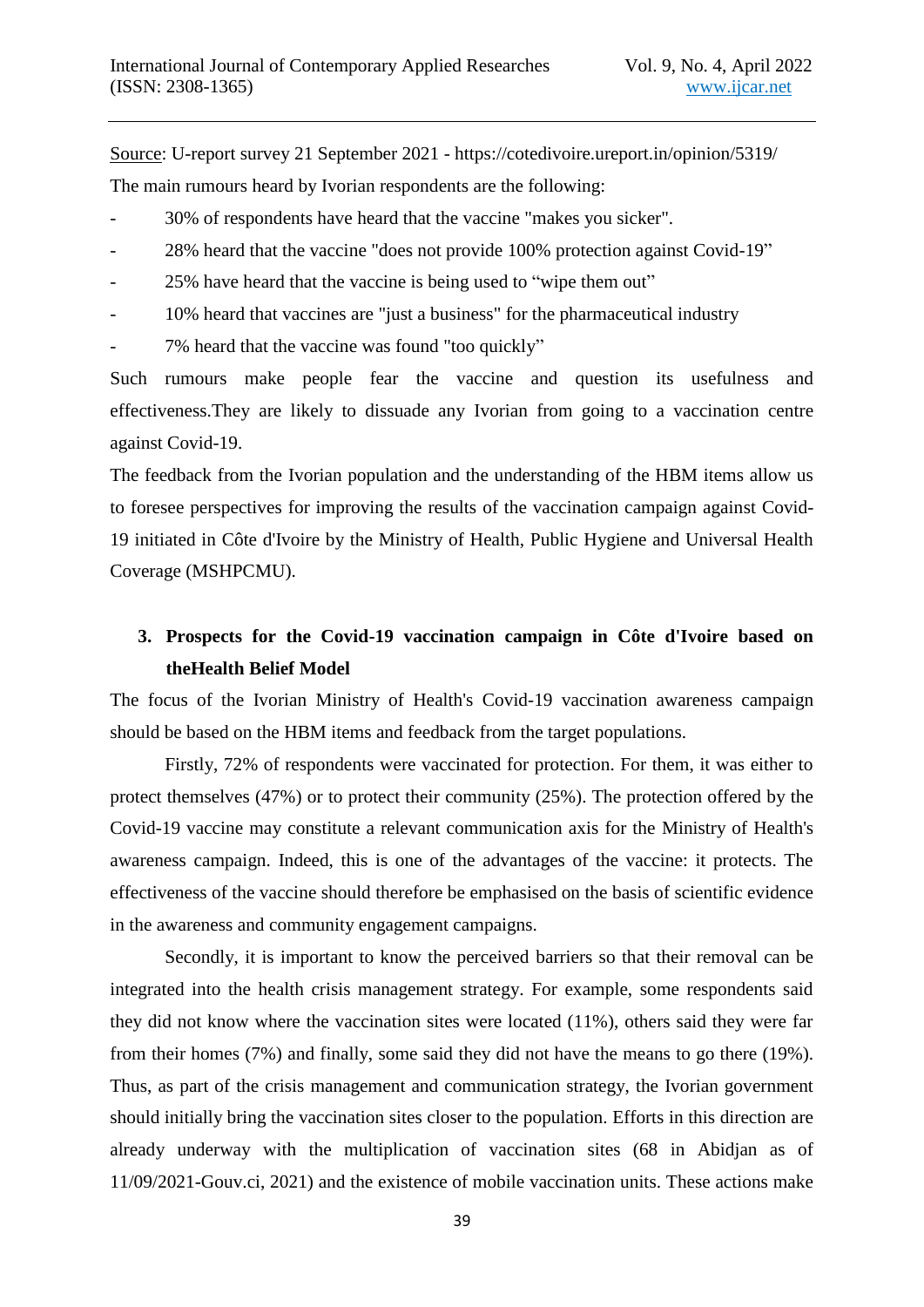Source: U-report survey 21 September 2021 - https://cotedivoire.ureport.in/opinion/5319/

The main rumours heard by Ivorian respondents are the following:

- 30% of respondents have heard that the vaccine "makes you sicker".
- 28% heard that the vaccine "does not provide 100% protection against Covid-19"
- 25% have heard that the vaccine is being used to "wipe them out"
- 10% heard that vaccines are "just a business" for the pharmaceutical industry
- 7% heard that the vaccine was found "too quickly"

Such rumours make people fear the vaccine and question its usefulness and effectiveness.They are likely to dissuade any Ivorian from going to a vaccination centre against Covid-19.

The feedback from the Ivorian population and the understanding of the HBM items allow us to foresee perspectives for improving the results of the vaccination campaign against Covid-19 initiated in Côte d'Ivoire by the Ministry of Health, Public Hygiene and Universal Health Coverage (MSHPCMU).

## 3. Prospects for the Covid-19 vaccination campaign in Côte d'Ivoire based on theHealth Belief Model

The focus of the Ivorian Ministry of Health's Covid-19 vaccination awareness campaign should be based on the HBM items and feedback from the target populations.

Firstly, 72% of respondents were vaccinated for protection. For them, it was either to protect themselves (47%) or to protect their community (25%). The protection offered by the Covid-19 vaccine may constitute a relevant communication axis for the Ministry of Health's awareness campaign. Indeed, this is one of the advantages of the vaccine: it protects. The effectiveness of the vaccine should therefore be emphasised on the basis of scientific evidence in the awareness and community engagement campaigns.

Secondly, it is important to know the perceived barriers so that their removal can be integrated into the health crisis management strategy. For example, some respondents said they did not know where the vaccination sites were located (11%), others said they were far from their homes (7%) and finally, some said they did not have the means to go there (19%). Thus, as part of the crisis management and communication strategy, the Ivorian government should initially bring the vaccination sites closer to the population. Efforts in this direction are already underway with the multiplication of vaccination sites (68 in Abidjan as of 11/09/2021-Gouv.ci, 2021) and the existence of mobile vaccination units. These actions make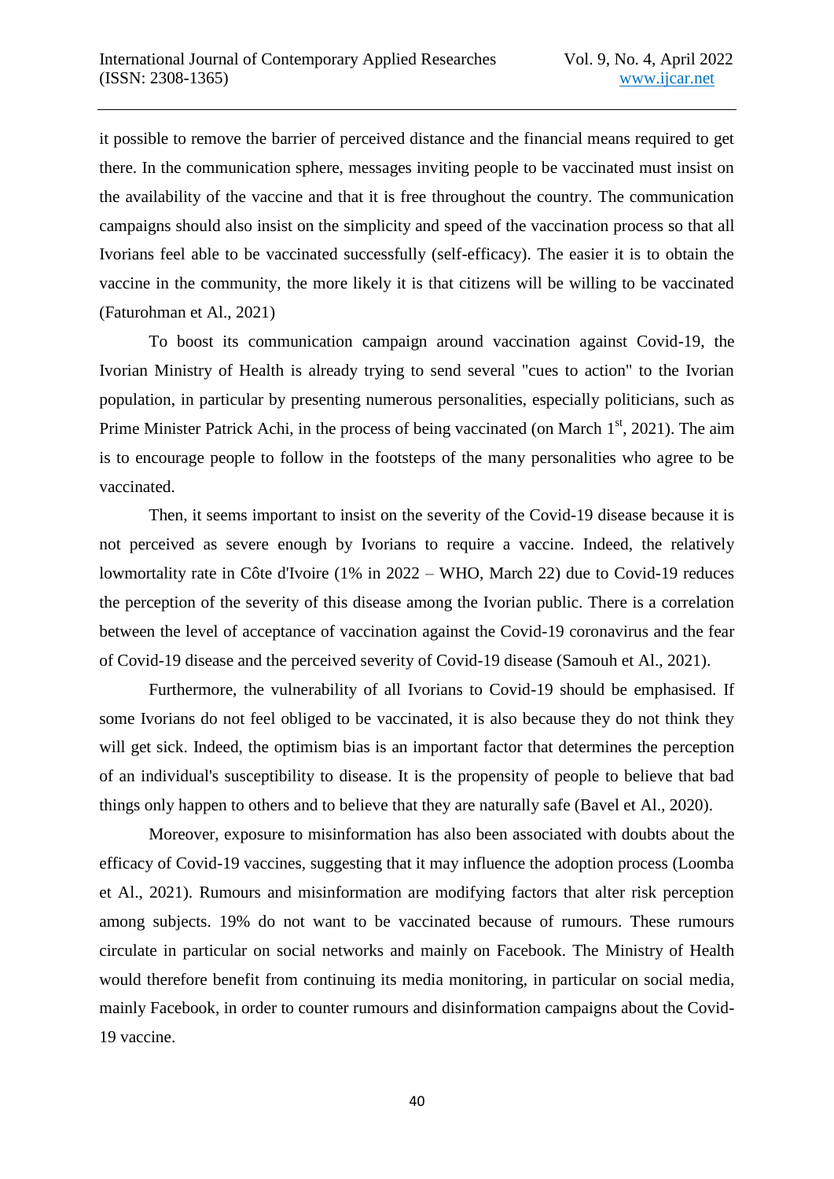it possible to remove the barrier of perceived distance and the financial means required to get there. In the communication sphere, messages inviting people to be vaccinated must insist on the availability of the vaccine and that it is free throughout the country. The communication campaigns should also insist on the simplicity and speed of the vaccination process so that all Ivorians feel able to be vaccinated successfully (self-efficacy). The easier it is to obtain the vaccine in the community, the more likely it is that citizens will be willing to be vaccinated (Faturohman et Al., 2021)

To boost its communication campaign around vaccination against Covid-19, the Ivorian Ministry of Health is already trying to send several "cues to action" to the Ivorian population, in particular by presenting numerous personalities, especially politicians, such as Prime Minister Patrick Achi, in the process of being vaccinated (on March 1st, 2021). The aim is to encourage people to follow in the footsteps of the many personalities who agree to be vaccinated.

Then, it seems important to insist on the severity of the Covid-19 disease because it is not perceived as severe enough by Ivorians to require a vaccine. Indeed, the relatively lowmortality rate in Côte d'Ivoire (1% in 2022 – WHO, March 22) due to Covid-19 reduces the perception of the severity of this disease among the Ivorian public. There is a correlation between the level of acceptance of vaccination against the Covid-19 coronavirus and the fear of Covid-19 disease and the perceived severity of Covid-19 disease (Samouh et Al., 2021).

Furthermore, the vulnerability of all Ivorians to Covid-19 should be emphasised. If some Ivorians do not feel obliged to be vaccinated, it is also because they do not think they will get sick. Indeed, the optimism bias is an important factor that determines the perception of an individual's susceptibility to disease. It is the propensity of people to believe that bad things only happen to others and to believe that they are naturally safe (Bavel et Al., 2020).

Moreover, exposure to misinformation has also been associated with doubts about the efficacy of Covid-19 vaccines, suggesting that it may influence the adoption process (Loomba et Al., 2021). Rumours and misinformation are modifying factors that alter risk perception among subjects. 19% do not want to be vaccinated because of rumours. These rumours circulate in particular on social networks and mainly on Facebook. The Ministry of Health would therefore benefit from continuing its media monitoring, in particular on social media, mainly Facebook, in order to counter rumours and disinformation campaigns about the Covid-19 vaccine.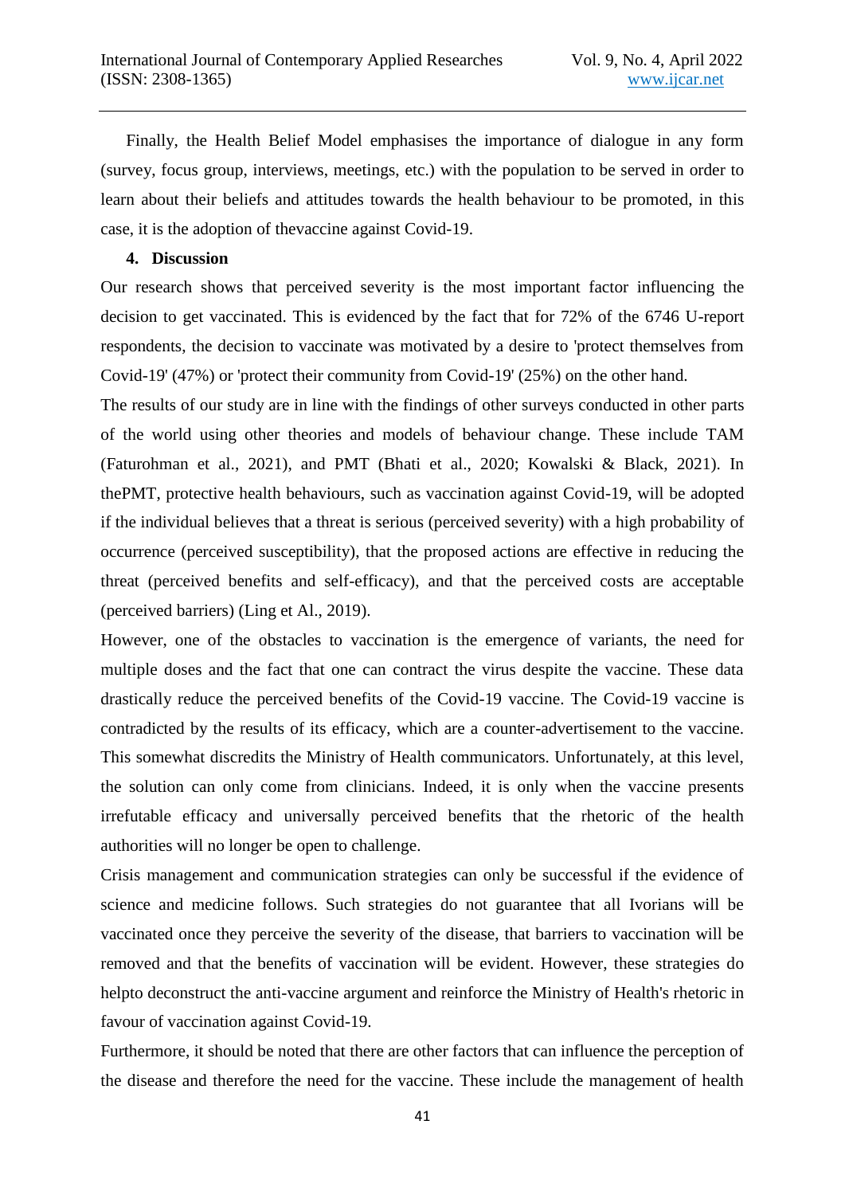Finally, the Health Belief Model emphasises the importance of dialogue in any form (survey, focus group, interviews, meetings, etc.) with the population to be served in order to learn about their beliefs and attitudes towards the health behaviour to be promoted, in this case, it is the adoption of thevaccine against Covid-19.

## 4. Discussion

Our research shows that perceived severity is the most important factor influencing the decision to get vaccinated. This is evidenced by the fact that for 72% of the 6746 U-report respondents, the decision to vaccinate was motivated by a desire to 'protect themselves from Covid-19' (47%) or 'protect their community from Covid-19' (25%) on the other hand.

The results of our study are in line with the findings of other surveys conducted in other parts of the world using other theories and models of behaviour change. These include TAM (Faturohman et al., 2021), and PMT (Bhati et al., 2020; Kowalski & Black, 2021). In thePMT, protective health behaviours, such as vaccination against Covid-19, will be adopted if the individual believes that a threat is serious (perceived severity) with a high probability of occurrence (perceived susceptibility), that the proposed actions are effective in reducing the threat (perceived benefits and self-efficacy), and that the perceived costs are acceptable (perceived barriers) (Ling et Al., 2019).

However, one of the obstacles to vaccination is the emergence of variants, the need for multiple doses and the fact that one can contract the virus despite the vaccine. These data drastically reduce the perceived benefits of the Covid-19 vaccine. The Covid-19 vaccine is contradicted by the results of its efficacy, which are a counter-advertisement to the vaccine. This somewhat discredits the Ministry of Health communicators. Unfortunately, at this level, the solution can only come from clinicians. Indeed, it is only when the vaccine presents irrefutable efficacy and universally perceived benefits that the rhetoric of the health authorities will no longer be open to challenge.

Crisis management and communication strategies can only be successful if the evidence of science and medicine follows. Such strategies do not guarantee that all Ivorians will be vaccinated once they perceive the severity of the disease, that barriers to vaccination will be removed and that the benefits of vaccination will be evident. However, these strategies do helpto deconstruct the anti-vaccine argument and reinforce the Ministry of Health's rhetoric in favour of vaccination against Covid-19.

Furthermore, it should be noted that there are other factors that can influence the perception of the disease and therefore the need for the vaccine. These include the management of health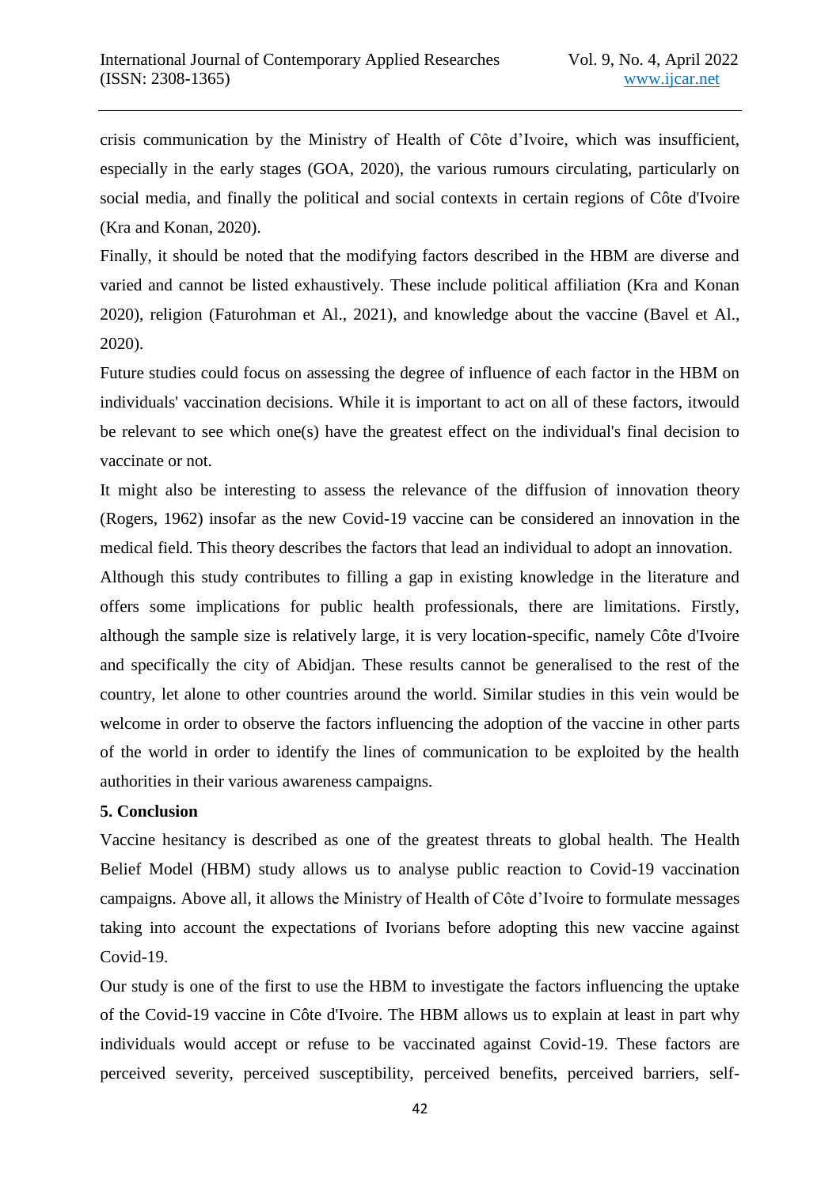crisis communication by the Ministry of Health of Côte d'Ivoire, which was insufficient, especially in the early stages (GOA, 2020), the various rumours circulating, particularly on social media, and finally the political and social contexts in certain regions of Côte d'Ivoire (Kra and Konan, 2020).

Finally, it should be noted that the modifying factors described in the HBM are diverse and varied and cannot be listed exhaustively. These include political affiliation (Kra and Konan 2020), religion (Faturohman et Al., 2021), and knowledge about the vaccine (Bavel et Al., 2020).

Future studies could focus on assessing the degree of influence of each factor in the HBM on individuals' vaccination decisions. While it is important to act on all of these factors, itwould be relevant to see which one(s) have the greatest effect on the individual's final decision to vaccinate or not.

It might also be interesting to assess the relevance of the diffusion of innovation theory (Rogers, 1962) insofar as the new Covid-19 vaccine can be considered an innovation in the medical field. This theory describes the factors that lead an individual to adopt an innovation.

Although this study contributes to filling a gap in existing knowledge in the literature and offers some implications for public health professionals, there are limitations. Firstly, although the sample size is relatively large, it is very location-specific, namely Côte d'Ivoire and specifically the city of Abidjan. These results cannot be generalised to the rest of the country, let alone to other countries around the world. Similar studies in this vein would be welcome in order to observe the factors influencing the adoption of the vaccine in other parts of the world in order to identify the lines of communication to be exploited by the health authorities in their various awareness campaigns.

## 5. Conclusion

Vaccine hesitancy is described as one of the greatest threats to global health. The Health Belief Model (HBM) study allows us to analyse public reaction to Covid-19 vaccination campaigns. Above all, it allows the Ministry of Health of Côte d'Ivoire to formulate messages taking into account the expectations of Ivorians before adopting this new vaccine against Covid-19.

Our study is one of the first to use the HBM to investigate the factors influencing the uptake of the Covid-19 vaccine in Côte d'Ivoire. The HBM allows us to explain at least in part why individuals would accept or refuse to be vaccinated against Covid-19. These factors are perceived severity, perceived susceptibility, perceived benefits, perceived barriers, self-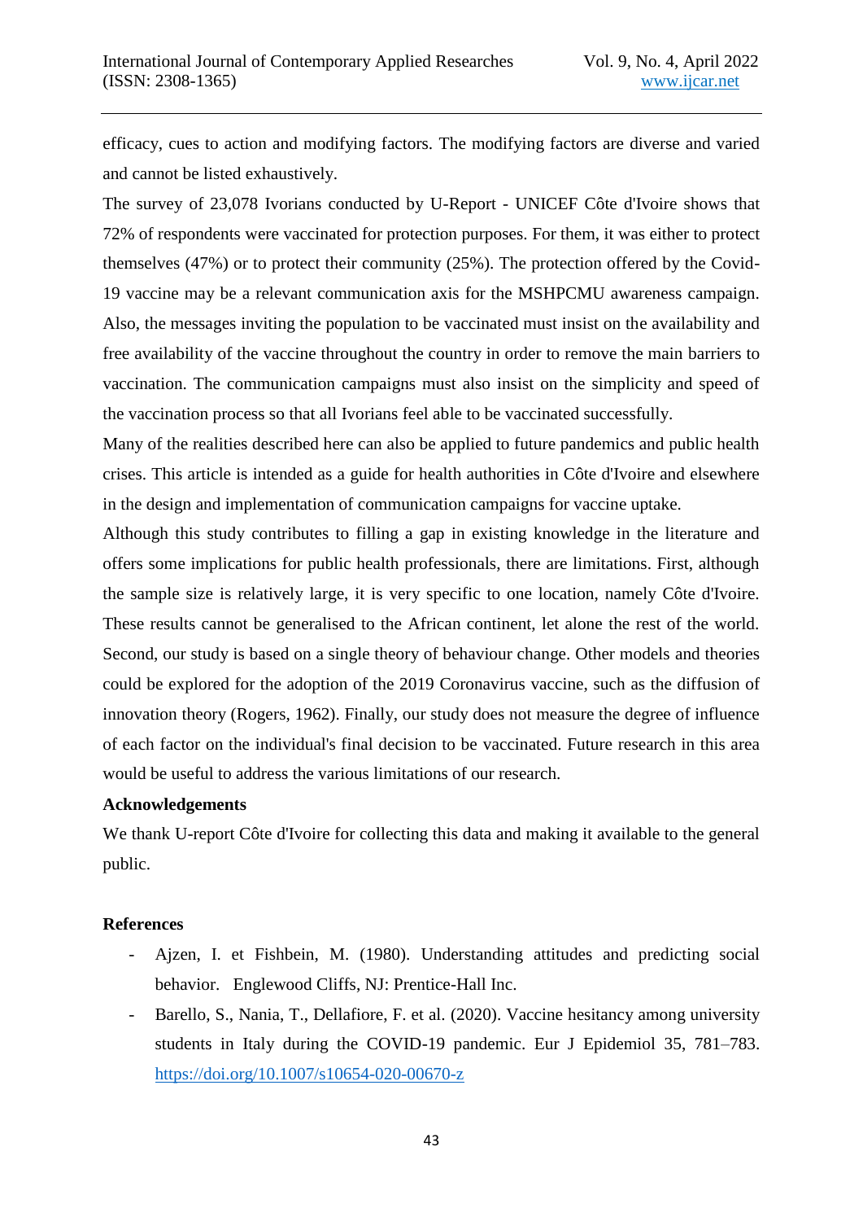efficacy, cues to action and modifying factors. The modifying factors are diverse and varied and cannot be listed exhaustively.

The survey of 23,078 Ivorians conducted by U-Report - UNICEF Côte d'Ivoire shows that 72% of respondents were vaccinated for protection purposes. For them, it was either to protect themselves (47%) or to protect their community (25%). The protection offered by the Covid-19 vaccine may be a relevant communication axis for the MSHPCMU awareness campaign. Also, the messages inviting the population to be vaccinated must insist on the availability and free availability of the vaccine throughout the country in order to remove the main barriers to vaccination. The communication campaigns must also insist on the simplicity and speed of the vaccination process so that all Ivorians feel able to be vaccinated successfully.

Many of the realities described here can also be applied to future pandemics and public health crises. This article is intended as a guide for health authorities in Côte d'Ivoire and elsewhere in the design and implementation of communication campaigns for vaccine uptake.

Although this study contributes to filling a gap in existing knowledge in the literature and offers some implications for public health professionals, there are limitations. First, although the sample size is relatively large, it is very specific to one location, namely Côte d'Ivoire. These results cannot be generalised to the African continent, let alone the rest of the world. Second, our study is based on a single theory of behaviour change. Other models and theories could be explored for the adoption of the 2019 Coronavirus vaccine, such as the diffusion of innovation theory (Rogers, 1962). Finally, our study does not measure the degree of influence of each factor on the individual's final decision to be vaccinated. Future research in this area would be useful to address the various limitations of our research.

**Acknowledgements**

We thank U-report Côte d'Ivoire for collecting this data and making it available to the general public.

**References**

- Ajzen, I. et Fishbein, M. (1980). Understanding attitudes and predicting social behavior. Englewood Cliffs, NJ: Prentice-Hall Inc.
- Barello, S., Nania, T., Dellafiore, F. et al. (2020). Vaccine hesitancy among university students in Italy during the COVID-19 pandemic. Eur J Epidemiol 35, 781–783. https://doi.org/10.1007/s10654-020-00670-z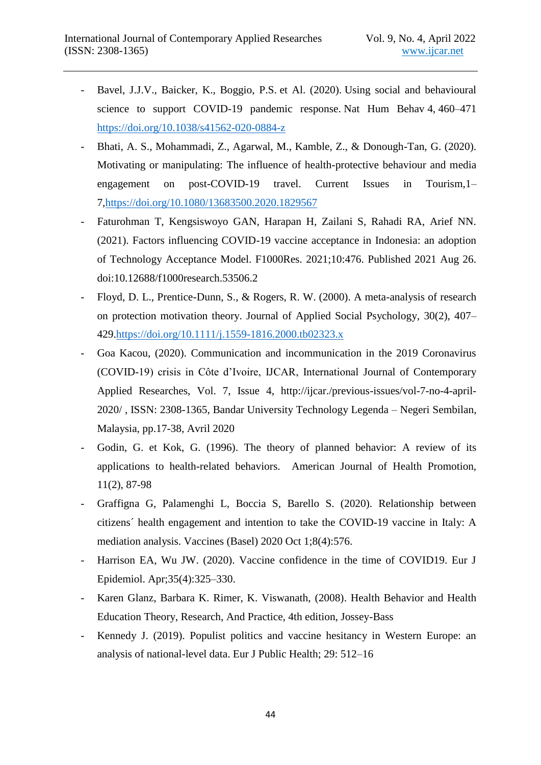- Bavel, J.J.V., Baicker, K., Boggio, P.S. et Al. (2020). Using social and behavioural science to support COVID-19 pandemic response. Nat Hum Behav 4, 460–471 https://doi.org/10.1038/s41562-020-0884-z
- Bhati, A. S., Mohammadi, Z., Agarwal, M., Kamble, Z., & Donough-Tan, G. (2020). Motivating or manipulating: The influence of health-protective behaviour and media engagement on post-COVID-19 travel. Current Issues in Tourism,1–7,https://doi.org/10.1080/13683500.2020.1829567
- Faturohman T, Kengsiswoyo GAN, Harapan H, Zailani S, Rahadi RA, Arief NN. (2021). Factors influencing COVID-19 vaccine acceptance in Indonesia: an adoption of Technology Acceptance Model. F1000Res. 2021;10:476. Published 2021 Aug 26. doi:10.12688/f1000research.53506.2
- Floyd, D. L., Prentice-Dunn, S., & Rogers, R. W. (2000). A meta-analysis of research on protection motivation theory. Journal of Applied Social Psychology, 30(2), 407–429.https://doi.org/10.1111/j.1559-1816.2000.tb02323.x
- Goa Kacou, (2020). Communication and incommunication in the 2019 Coronavirus (COVID-19) crisis in Côte d'Ivoire, IJCAR, International Journal of Contemporary Applied Researches, Vol. 7, Issue 4, http://ijcar./previous-issues/vol-7-no-4-april-2020/ , ISSN: 2308-1365, Bandar University Technology Legenda – Negeri Sembilan, Malaysia, pp.17-38, Avril 2020
- Godin, G. et Kok, G. (1996). The theory of planned behavior: A review of its applications to health-related behaviors. American Journal of Health Promotion, 11(2), 87-98
- Graffigna G, Palamenghi L, Boccia S, Barello S. (2020). Relationship between citizens´ health engagement and intention to take the COVID-19 vaccine in Italy: A mediation analysis. Vaccines (Basel) 2020 Oct 1;8(4):576.
- Harrison EA, Wu JW. (2020). Vaccine confidence in the time of COVID19. Eur J Epidemiol. Apr;35(4):325–330.
- Karen Glanz, Barbara K. Rimer, K. Viswanath, (2008). Health Behavior and Health Education Theory, Research, And Practice, 4th edition, Jossey-Bass
- Kennedy J. (2019). Populist politics and vaccine hesitancy in Western Europe: an analysis of national-level data. Eur J Public Health; 29: 512–16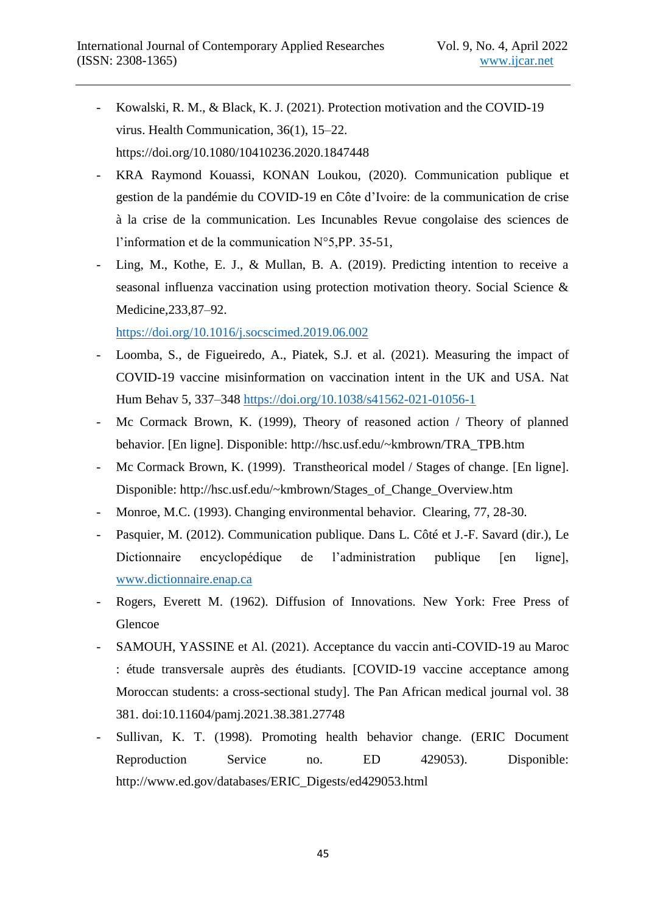- Kowalski, R. M., & Black, K. J. (2021). Protection motivation and the COVID-19 virus. Health Communication, 36(1), 15–22. https://doi.org/10.1080/10410236.2020.1847448
- KRA Raymond Kouassi, KONAN Loukou, (2020). Communication publique et gestion de la pandémie du COVID-19 en Côte d'Ivoire: de la communication de crise à la crise de la communication. Les Incunables Revue congolaise des sciences de l'information et de la communication N°5,PP. 35-51,
- Ling, M., Kothe, E. J., & Mullan, B. A. (2019). Predicting intention to receive a seasonal influenza vaccination using protection motivation theory. Social Science & Medicine,233,87–92. https://doi.org/10.1016/j.socscimed.2019.06.002
- Loomba, S., de Figueiredo, A., Piatek, S.J. et al. (2021). Measuring the impact of COVID-19 vaccine misinformation on vaccination intent in the UK and USA. Nat Hum Behav 5, 337–348 https://doi.org/10.1038/s41562-021-01056-1
- Mc Cormack Brown, K. (1999), Theory of reasoned action / Theory of planned behavior. [En ligne]. Disponible: http://hsc.usf.edu/~kmbrown/TRA_TPB.htm
- Mc Cormack Brown, K. (1999). Transtheorical model / Stages of change. [En ligne]. Disponible: http://hsc.usf.edu/~kmbrown/Stages_of_Change_Overview.htm
- Monroe, M.C. (1993). Changing environmental behavior. Clearing, 77, 28-30.
- Pasquier, M. (2012). Communication publique. Dans L. Côté et J.-F. Savard (dir.), Le Dictionnaire encyclopédique de l'administration publique [en ligne], www.dictionnaire.enap.ca
- Rogers, Everett M. (1962). Diffusion of Innovations. New York: Free Press of Glencoe
- SAMOUH, YASSINE et Al. (2021). Acceptance du vaccin anti-COVID-19 au Maroc : étude transversale auprès des étudiants. [COVID-19 vaccine acceptance among Moroccan students: a cross-sectional study]. The Pan African medical journal vol. 38 381. doi:10.11604/pamj.2021.38.381.27748
- Sullivan, K. T. (1998). Promoting health behavior change. (ERIC Document Reproduction Service no. ED 429053). Disponible: http://www.ed.gov/databases/ERIC_Digests/ed429053.html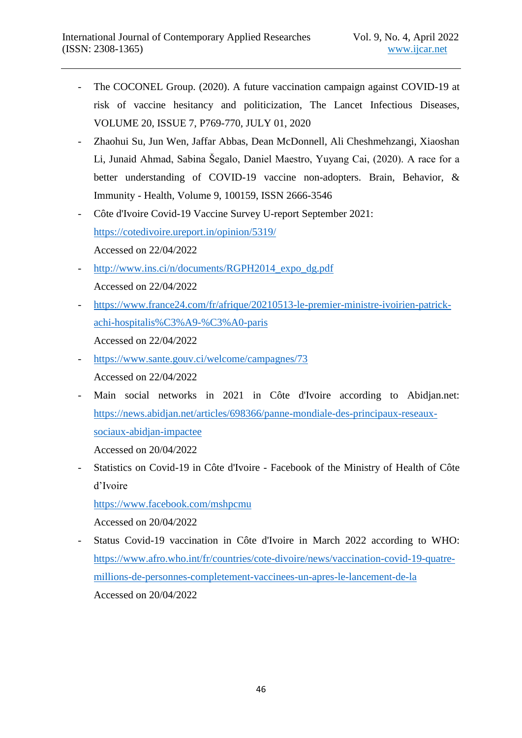- The COCONEL Group. (2020). A future vaccination campaign against COVID-19 at risk of vaccine hesitancy and politicization, The Lancet Infectious Diseases, VOLUME 20, ISSUE 7, P769-770, JULY 01, 2020
- Zhaohui Su, Jun Wen, Jaffar Abbas, Dean McDonnell, Ali Cheshmehzangi, Xiaoshan Li, Junaid Ahmad, Sabina Šegalo, Daniel Maestro, Yuyang Cai, (2020). A race for a better understanding of COVID-19 vaccine non-adopters. Brain, Behavior, & Immunity - Health, Volume 9, 100159, ISSN 2666-3546
- Côte d'Ivoire Covid-19 Vaccine Survey U-report September 2021: https://cotedivoire.ureport.in/opinion/5319/
  Accessed on 22/04/2022
- http://www.ins.ci/n/documents/RGPH2014_expo_dg.pdf
  Accessed on 22/04/2022
- https://www.france24.com/fr/afrique/20210513-le-premier-ministre-ivoirien-patrick-achi-hospitalis%C3%A9-%C3%A0-paris
  Accessed on 22/04/2022
- https://www.sante.gouv.ci/welcome/campagnes/73
  Accessed on 22/04/2022
- Main social networks in 2021 in Côte d'Ivoire according to Abidjan.net: https://news.abidjan.net/articles/698366/panne-mondiale-des-principaux-reseaux-sociaux-abidjan-impactee
  Accessed on 20/04/2022
- Statistics on Covid-19 in Côte d'Ivoire - Facebook of the Ministry of Health of Côte d'Ivoire
  https://www.facebook.com/mshpcmu
  Accessed on 20/04/2022
- Status Covid-19 vaccination in Côte d'Ivoire in March 2022 according to WHO: https://www.afro.who.int/fr/countries/cote-divoire/news/vaccination-covid-19-quatre-millions-de-personnes-completement-vaccinees-un-apres-le-lancement-de-la
  Accessed on 20/04/2022